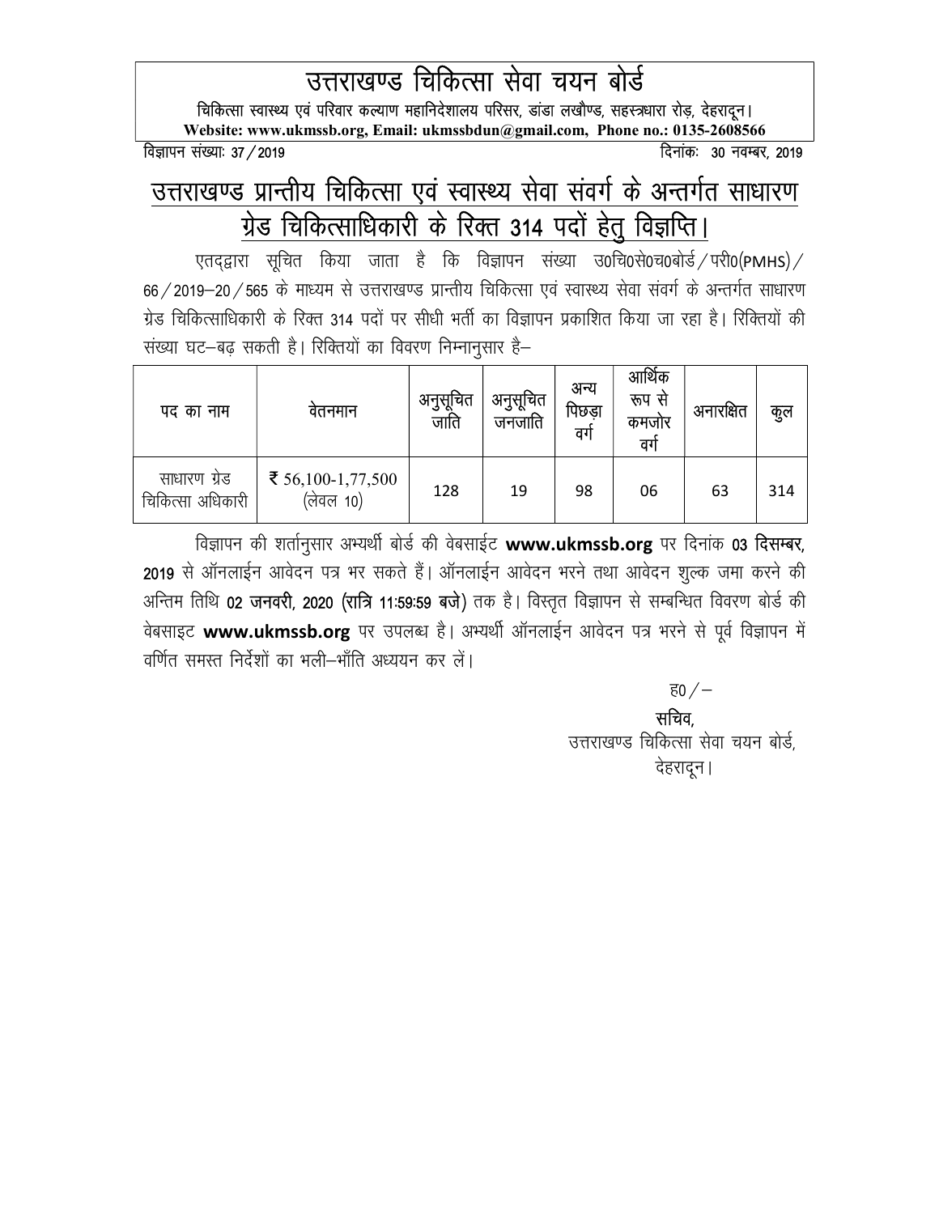# उत्तराखण्ड चिकित्सा सेवा चयन बोर्ड

चिकित्सा स्वास्थ्य एवं परिवार कल्याण महानिदेशालय परिसर, डांडा लखौण्ड, सहस्त्रधारा रोड़, देहरादून।

**Website: www.ukmssb.org, Email: ukmssbdun@gmail.com, Phone no.: 0135-2608566**

विज्ञापन संख्याः 37/2019 दिनांकः 30 नवम्बर, 2019

## उत्तराखण्ड प्रान्तीय चिकित्सा एवं स्वास्थ्य सेवा संवर्ग के अन्तर्गत साधारण ग्रेड चिकित्साधिकारी के रिक्त 314 पदों हेतु विज्ञप्ति।

एतद्द्वारा सूचित किया जाता है कि विज्ञापन संख्या उ0चि0से0च0बोर्ड/परी0(PMHS)/66/2019–20/565 के माध्यम से उत्तराखण्ड प्रान्तीय चिकित्सा एवं स्वास्थ्य सेवा संवर्ग के अन्तर्गत साधारण ग्रेड चिकित्साधिकारी के रिक्त 314 पदों पर सीधी भर्ती का विज्ञापन प्रकाशित किया जा रहा है। रिक्तियों की संख्या घट–बढ़ सकती है। रिक्तियों का विवरण निम्नानुसार है–

| पद का नाम | वेतनमान | अनुसूचित जाति | अनुसूचित जनजाति | अन्य पिछड़ा वर्ग | आर्थिक रूप से कमजोर वर्ग | अनारक्षित | कुल |
|---|---|---|---|---|---|---|---|
| साधारण ग्रेड चिकित्सा अधिकारी | ₹ 56,100-1,77,500 (लेवल 10) | 128 | 19 | 98 | 06 | 63 | 314 |

विज्ञापन की शर्तानुसार अभ्यर्थी बोर्ड की वेबसाईट **www.ukmssb.org** पर दिनांक **03 दिसम्बर, 2019** से ऑनलाईन आवेदन पत्र भर सकते हैं। ऑनलाईन आवेदन भरने तथा आवेदन शुल्क जमा करने की अन्तिम तिथि **02 जनवरी, 2020 (रात्रि 11:59:59 बजे)** तक है। विस्तृत विज्ञापन से सम्बन्धित विवरण बोर्ड की वेबसाइट **www.ukmssb.org** पर उपलब्ध है। अभ्यर्थी ऑनलाईन आवेदन पत्र भरने से पूर्व विज्ञापन में वर्णित समस्त निर्देशों का भली–भाँति अध्ययन कर लें।

ह0/–

**सचिव,**
उत्तराखण्ड चिकित्सा सेवा चयन बोर्ड,
देहरादून।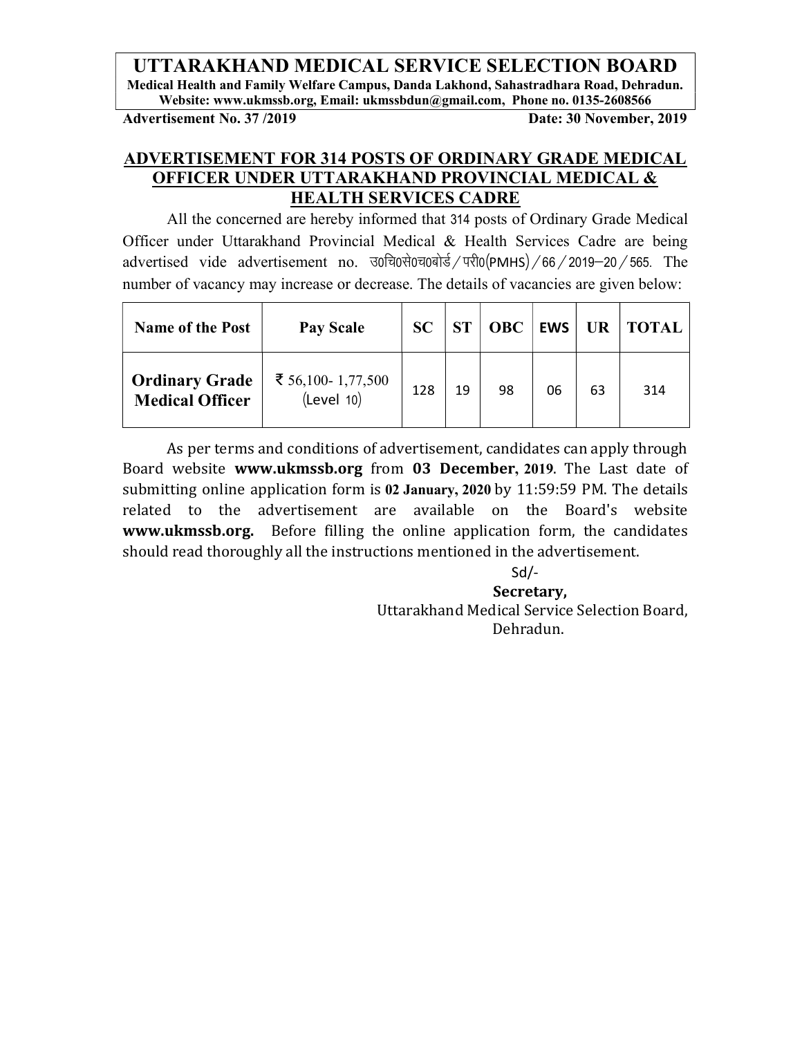# UTTARAKHAND MEDICAL SERVICE SELECTION BOARD

**Medical Health and Family Welfare Campus, Danda Lakhond, Sahastradhara Road, Dehradun.**
**Website: www.ukmssb.org, Email: ukmssbdun@gmail.com, Phone no. 0135-2608566**

**Advertisement No. 37 /2019** **Date: 30 November, 2019**

## ADVERTISEMENT FOR 314 POSTS OF ORDINARY GRADE MEDICAL OFFICER UNDER UTTARAKHAND PROVINCIAL MEDICAL & HEALTH SERVICES CADRE

All the concerned are hereby informed that 314 posts of Ordinary Grade Medical Officer under Uttarakhand Provincial Medical & Health Services Cadre are being advertised vide advertisement no. उ0चि0से0च0बोर्ड/परी0(PMHS)/66/2019–20/565. The number of vacancy may increase or decrease. The details of vacancies are given below:

| Name of the Post | Pay Scale | SC | ST | OBC | EWS | UR | TOTAL |
|---|---|---|---|---|---|---|---|
| **Ordinary Grade Medical Officer** | ₹ 56,100- 1,77,500 (Level 10) | 128 | 19 | 98 | 06 | 63 | 314 |

As per terms and conditions of advertisement, candidates can apply through Board website **www.ukmssb.org** from **03 December, 2019**. The Last date of submitting online application form is **02 January, 2020** by 11:59:59 PM. The details related to the advertisement are available on the Board's website **www.ukmssb.org.** Before filling the online application form, the candidates should read thoroughly all the instructions mentioned in the advertisement.

Sd/-
**Secretary,**
Uttarakhand Medical Service Selection Board,
Dehradun.